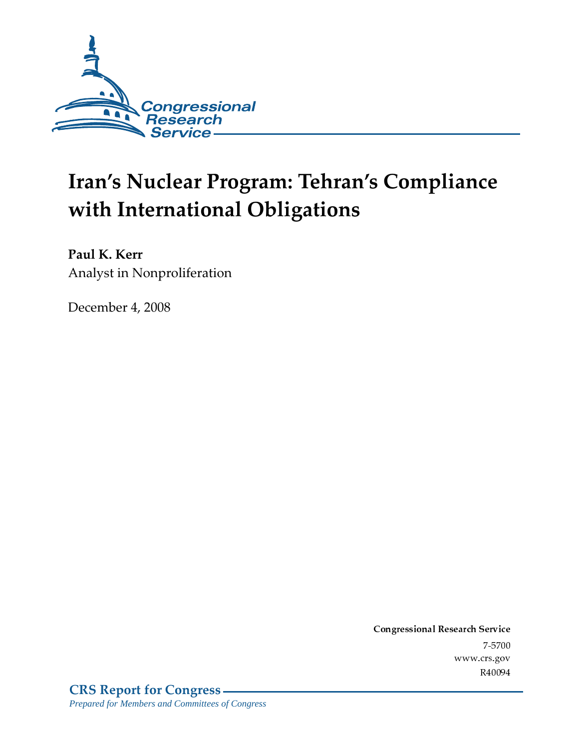Congressional Research Service

# Iran's Nuclear Program: Tehran's Compliance with International Obligations

**Paul K. Kerr**
Analyst in Nonproliferation

December 4, 2008

**Congressional Research Service**
7-5700
www.crs.gov
R40094

**CRS Report for Congress**
*Prepared for Members and Committees of Congress*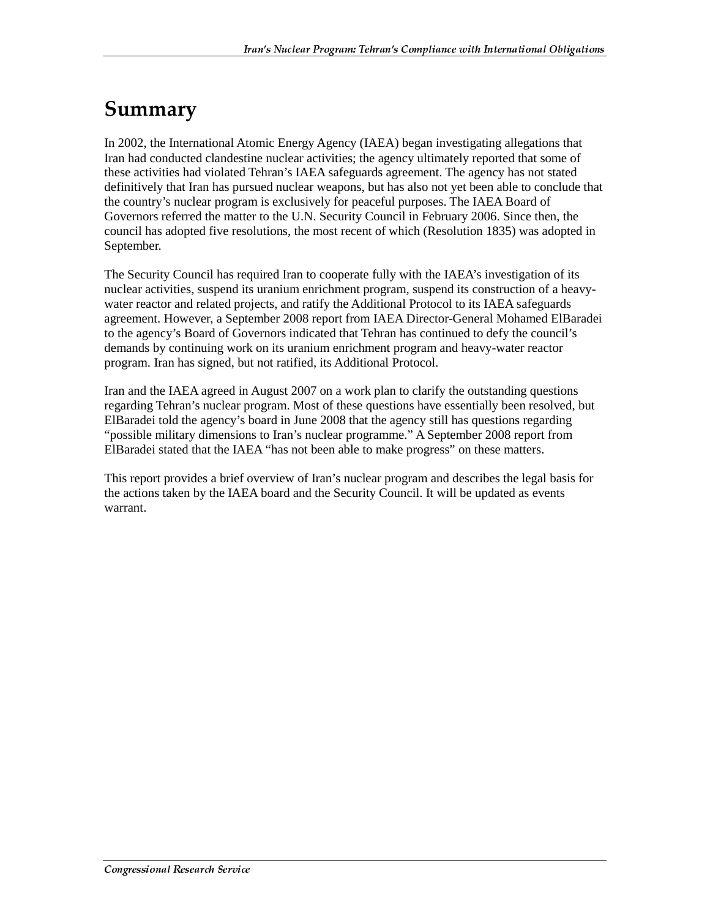# Summary

In 2002, the International Atomic Energy Agency (IAEA) began investigating allegations that Iran had conducted clandestine nuclear activities; the agency ultimately reported that some of these activities had violated Tehran's IAEA safeguards agreement. The agency has not stated definitively that Iran has pursued nuclear weapons, but has also not yet been able to conclude that the country's nuclear program is exclusively for peaceful purposes. The IAEA Board of Governors referred the matter to the U.N. Security Council in February 2006. Since then, the council has adopted five resolutions, the most recent of which (Resolution 1835) was adopted in September.

The Security Council has required Iran to cooperate fully with the IAEA's investigation of its nuclear activities, suspend its uranium enrichment program, suspend its construction of a heavy-water reactor and related projects, and ratify the Additional Protocol to its IAEA safeguards agreement. However, a September 2008 report from IAEA Director-General Mohamed ElBaradei to the agency's Board of Governors indicated that Tehran has continued to defy the council's demands by continuing work on its uranium enrichment program and heavy-water reactor program. Iran has signed, but not ratified, its Additional Protocol.

Iran and the IAEA agreed in August 2007 on a work plan to clarify the outstanding questions regarding Tehran's nuclear program. Most of these questions have essentially been resolved, but ElBaradei told the agency's board in June 2008 that the agency still has questions regarding "possible military dimensions to Iran's nuclear programme." A September 2008 report from ElBaradei stated that the IAEA "has not been able to make progress" on these matters.

This report provides a brief overview of Iran's nuclear program and describes the legal basis for the actions taken by the IAEA board and the Security Council. It will be updated as events warrant.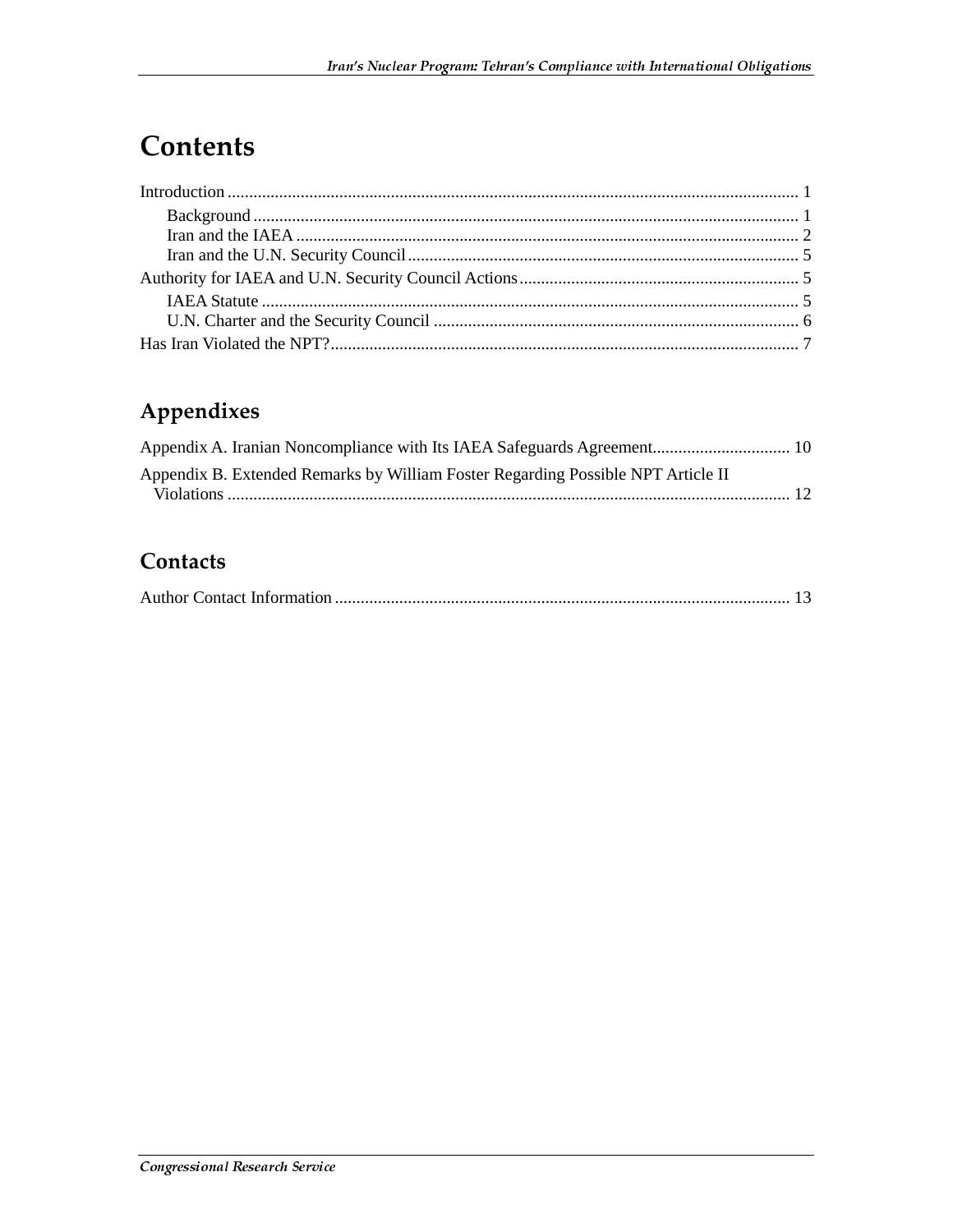# Contents

Introduction .................................................................................................................................... 1

- Background .............................................................................................................................. 1
- Iran and the IAEA .................................................................................................................... 2
- Iran and the U.N. Security Council .......................................................................................... 5

Authority for IAEA and U.N. Security Council Actions ................................................................ 5

- IAEA Statute ............................................................................................................................ 5
- U.N. Charter and the Security Council .................................................................................... 6

Has Iran Violated the NPT? ............................................................................................................ 7

## Appendixes

Appendix A. Iranian Noncompliance with Its IAEA Safeguards Agreement ................................ 10

Appendix B. Extended Remarks by William Foster Regarding Possible NPT Article II Violations .................................................................................................................................. 12

## Contacts

Author Contact Information ......................................................................................................... 13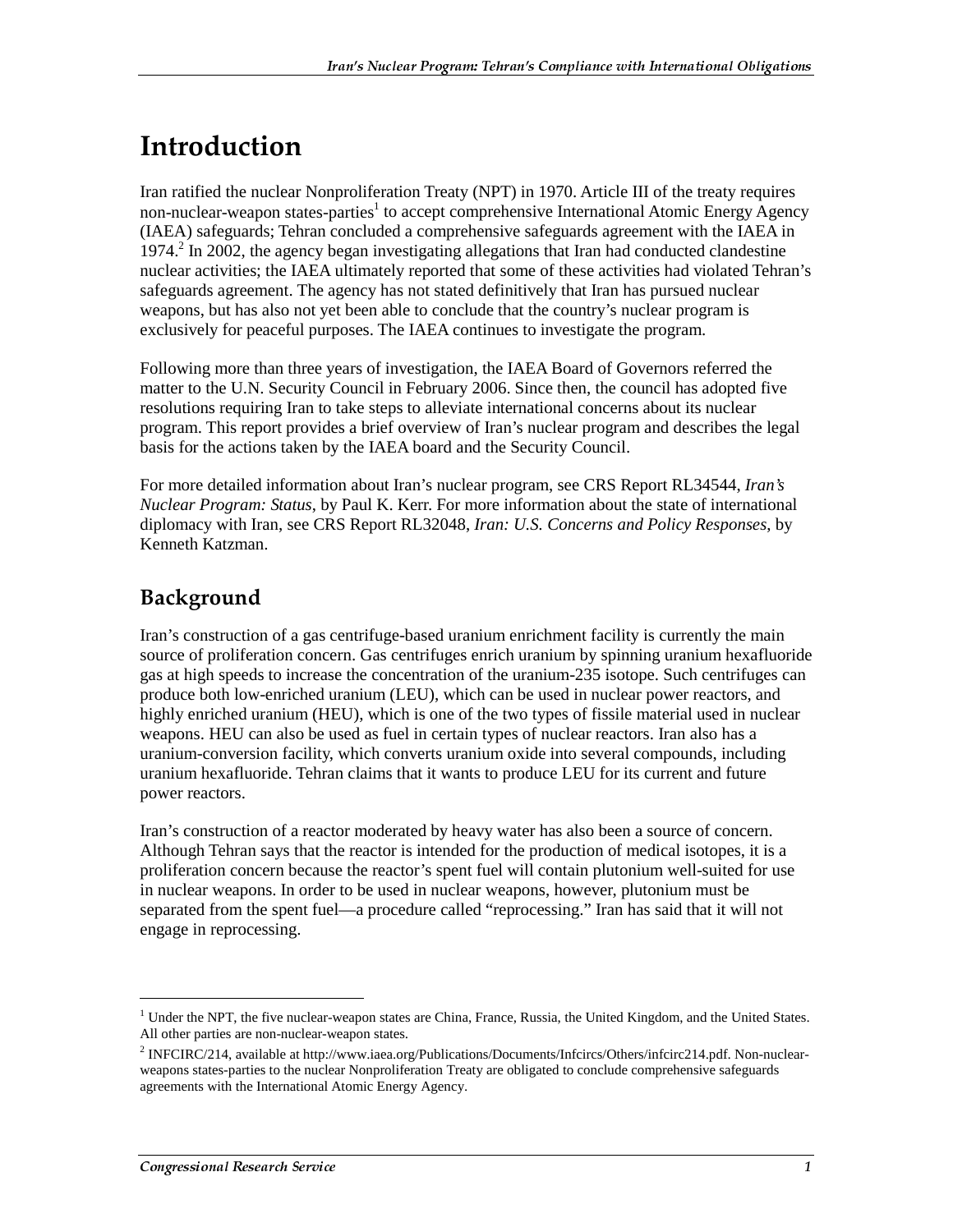# Introduction

Iran ratified the nuclear Nonproliferation Treaty (NPT) in 1970. Article III of the treaty requires non-nuclear-weapon states-parties[1] to accept comprehensive International Atomic Energy Agency (IAEA) safeguards; Tehran concluded a comprehensive safeguards agreement with the IAEA in 1974.[2] In 2002, the agency began investigating allegations that Iran had conducted clandestine nuclear activities; the IAEA ultimately reported that some of these activities had violated Tehran's safeguards agreement. The agency has not stated definitively that Iran has pursued nuclear weapons, but has also not yet been able to conclude that the country's nuclear program is exclusively for peaceful purposes. The IAEA continues to investigate the program.

Following more than three years of investigation, the IAEA Board of Governors referred the matter to the U.N. Security Council in February 2006. Since then, the council has adopted five resolutions requiring Iran to take steps to alleviate international concerns about its nuclear program. This report provides a brief overview of Iran's nuclear program and describes the legal basis for the actions taken by the IAEA board and the Security Council.

For more detailed information about Iran's nuclear program, see CRS Report RL34544, *Iran's Nuclear Program: Status*, by Paul K. Kerr. For more information about the state of international diplomacy with Iran, see CRS Report RL32048, *Iran: U.S. Concerns and Policy Responses*, by Kenneth Katzman.

## Background

Iran's construction of a gas centrifuge-based uranium enrichment facility is currently the main source of proliferation concern. Gas centrifuges enrich uranium by spinning uranium hexafluoride gas at high speeds to increase the concentration of the uranium-235 isotope. Such centrifuges can produce both low-enriched uranium (LEU), which can be used in nuclear power reactors, and highly enriched uranium (HEU), which is one of the two types of fissile material used in nuclear weapons. HEU can also be used as fuel in certain types of nuclear reactors. Iran also has a uranium-conversion facility, which converts uranium oxide into several compounds, including uranium hexafluoride. Tehran claims that it wants to produce LEU for its current and future power reactors.

Iran's construction of a reactor moderated by heavy water has also been a source of concern. Although Tehran says that the reactor is intended for the production of medical isotopes, it is a proliferation concern because the reactor's spent fuel will contain plutonium well-suited for use in nuclear weapons. In order to be used in nuclear weapons, however, plutonium must be separated from the spent fuel—a procedure called "reprocessing." Iran has said that it will not engage in reprocessing.

---

[1] Under the NPT, the five nuclear-weapon states are China, France, Russia, the United Kingdom, and the United States. All other parties are non-nuclear-weapon states.

[2] INFCIRC/214, available at http://www.iaea.org/Publications/Documents/Infcircs/Others/infcirc214.pdf. Non-nuclear-weapons states-parties to the nuclear Nonproliferation Treaty are obligated to conclude comprehensive safeguards agreements with the International Atomic Energy Agency.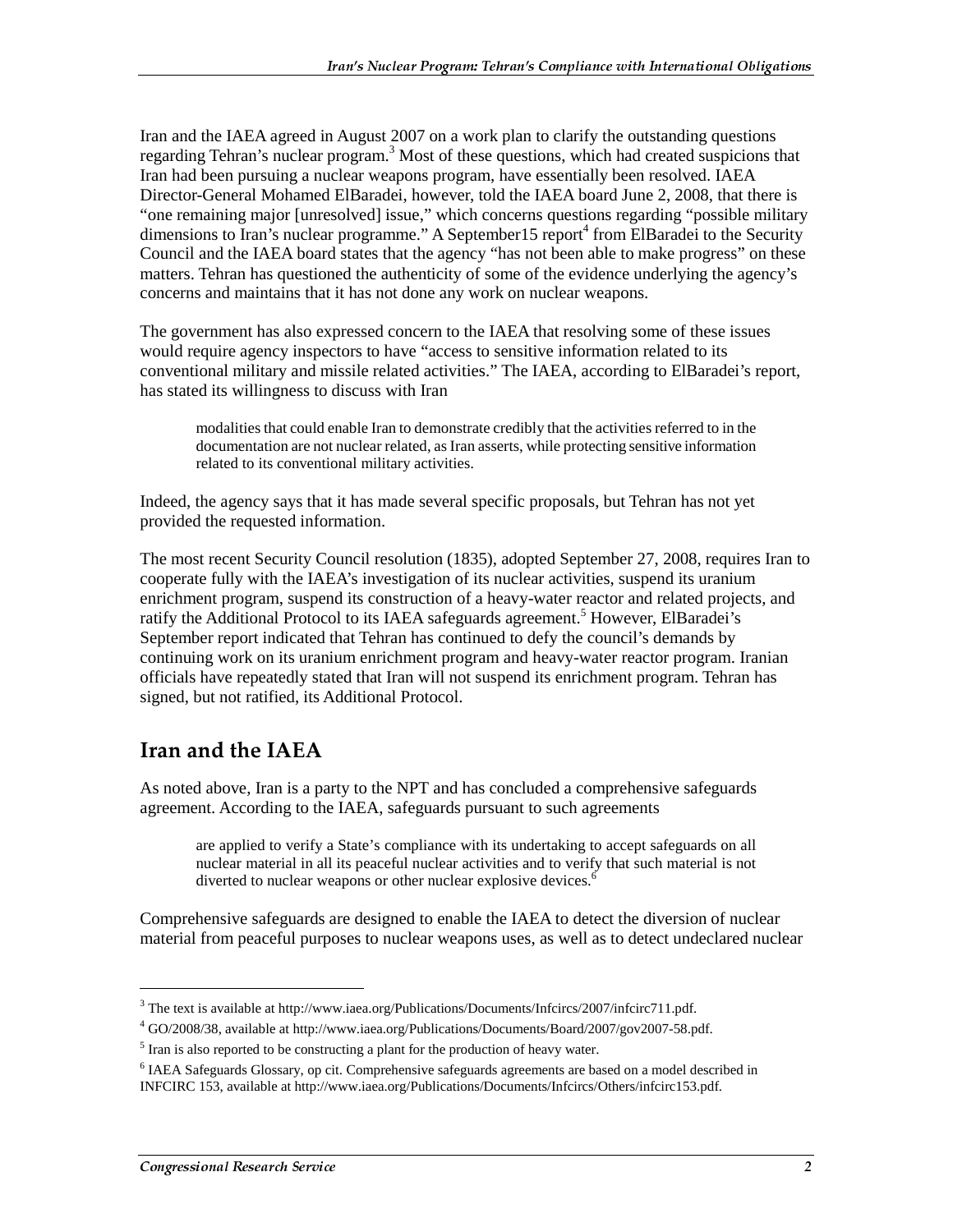Iran and the IAEA agreed in August 2007 on a work plan to clarify the outstanding questions regarding Tehran's nuclear program.[3] Most of these questions, which had created suspicions that Iran had been pursuing a nuclear weapons program, have essentially been resolved. IAEA Director-General Mohamed ElBaradei, however, told the IAEA board June 2, 2008, that there is "one remaining major [unresolved] issue," which concerns questions regarding "possible military dimensions to Iran's nuclear programme." A September15 report[4] from ElBaradei to the Security Council and the IAEA board states that the agency "has not been able to make progress" on these matters. Tehran has questioned the authenticity of some of the evidence underlying the agency's concerns and maintains that it has not done any work on nuclear weapons.

The government has also expressed concern to the IAEA that resolving some of these issues would require agency inspectors to have "access to sensitive information related to its conventional military and missile related activities." The IAEA, according to ElBaradei's report, has stated its willingness to discuss with Iran

> modalities that could enable Iran to demonstrate credibly that the activities referred to in the documentation are not nuclear related, as Iran asserts, while protecting sensitive information related to its conventional military activities.

Indeed, the agency says that it has made several specific proposals, but Tehran has not yet provided the requested information.

The most recent Security Council resolution (1835), adopted September 27, 2008, requires Iran to cooperate fully with the IAEA's investigation of its nuclear activities, suspend its uranium enrichment program, suspend its construction of a heavy-water reactor and related projects, and ratify the Additional Protocol to its IAEA safeguards agreement.[5] However, ElBaradei's September report indicated that Tehran has continued to defy the council's demands by continuing work on its uranium enrichment program and heavy-water reactor program. Iranian officials have repeatedly stated that Iran will not suspend its enrichment program. Tehran has signed, but not ratified, its Additional Protocol.

## Iran and the IAEA

As noted above, Iran is a party to the NPT and has concluded a comprehensive safeguards agreement. According to the IAEA, safeguards pursuant to such agreements

> are applied to verify a State's compliance with its undertaking to accept safeguards on all nuclear material in all its peaceful nuclear activities and to verify that such material is not diverted to nuclear weapons or other nuclear explosive devices.[6]

Comprehensive safeguards are designed to enable the IAEA to detect the diversion of nuclear material from peaceful purposes to nuclear weapons uses, as well as to detect undeclared nuclear

---

[3] The text is available at http://www.iaea.org/Publications/Documents/Infcircs/2007/infcirc711.pdf.

[4] GO/2008/38, available at http://www.iaea.org/Publications/Documents/Board/2007/gov2007-58.pdf.

[5] Iran is also reported to be constructing a plant for the production of heavy water.

[6] IAEA Safeguards Glossary, op cit. Comprehensive safeguards agreements are based on a model described in INFCIRC 153, available at http://www.iaea.org/Publications/Documents/Infcircs/Others/infcirc153.pdf.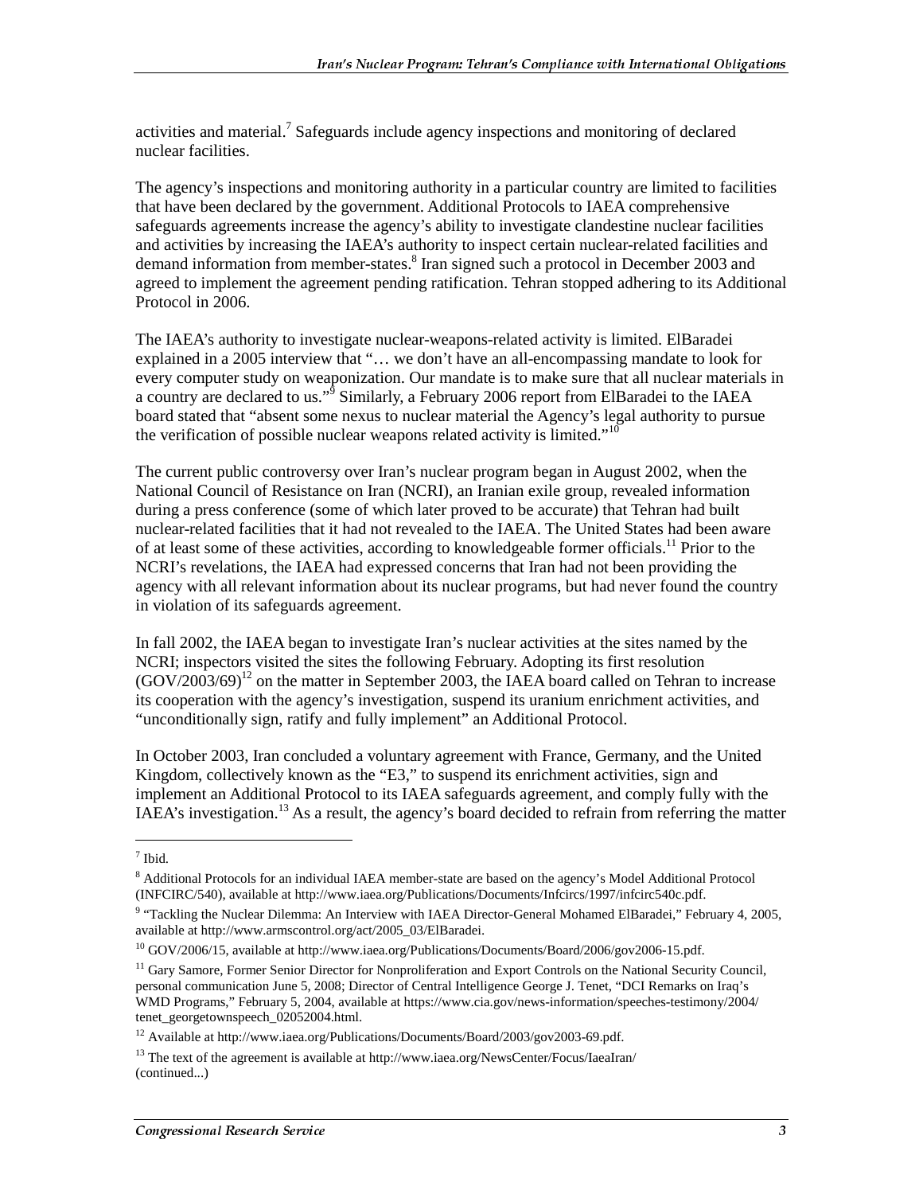activities and material.[7] Safeguards include agency inspections and monitoring of declared nuclear facilities.

The agency's inspections and monitoring authority in a particular country are limited to facilities that have been declared by the government. Additional Protocols to IAEA comprehensive safeguards agreements increase the agency's ability to investigate clandestine nuclear facilities and activities by increasing the IAEA's authority to inspect certain nuclear-related facilities and demand information from member-states.[8] Iran signed such a protocol in December 2003 and agreed to implement the agreement pending ratification. Tehran stopped adhering to its Additional Protocol in 2006.

The IAEA's authority to investigate nuclear-weapons-related activity is limited. ElBaradei explained in a 2005 interview that "… we don't have an all-encompassing mandate to look for every computer study on weaponization. Our mandate is to make sure that all nuclear materials in a country are declared to us."[9] Similarly, a February 2006 report from ElBaradei to the IAEA board stated that "absent some nexus to nuclear material the Agency's legal authority to pursue the verification of possible nuclear weapons related activity is limited."[10]

The current public controversy over Iran's nuclear program began in August 2002, when the National Council of Resistance on Iran (NCRI), an Iranian exile group, revealed information during a press conference (some of which later proved to be accurate) that Tehran had built nuclear-related facilities that it had not revealed to the IAEA. The United States had been aware of at least some of these activities, according to knowledgeable former officials.[11] Prior to the NCRI's revelations, the IAEA had expressed concerns that Iran had not been providing the agency with all relevant information about its nuclear programs, but had never found the country in violation of its safeguards agreement.

In fall 2002, the IAEA began to investigate Iran's nuclear activities at the sites named by the NCRI; inspectors visited the sites the following February. Adopting its first resolution (GOV/2003/69)[12] on the matter in September 2003, the IAEA board called on Tehran to increase its cooperation with the agency's investigation, suspend its uranium enrichment activities, and "unconditionally sign, ratify and fully implement" an Additional Protocol.

In October 2003, Iran concluded a voluntary agreement with France, Germany, and the United Kingdom, collectively known as the "E3," to suspend its enrichment activities, sign and implement an Additional Protocol to its IAEA safeguards agreement, and comply fully with the IAEA's investigation.[13] As a result, the agency's board decided to refrain from referring the matter

---

[7] Ibid.

[8] Additional Protocols for an individual IAEA member-state are based on the agency's Model Additional Protocol (INFCIRC/540), available at http://www.iaea.org/Publications/Documents/Infcircs/1997/infcirc540c.pdf.

[9] "Tackling the Nuclear Dilemma: An Interview with IAEA Director-General Mohamed ElBaradei," February 4, 2005, available at http://www.armscontrol.org/act/2005_03/ElBaradei.

[10] GOV/2006/15, available at http://www.iaea.org/Publications/Documents/Board/2006/gov2006-15.pdf.

[11] Gary Samore, Former Senior Director for Nonproliferation and Export Controls on the National Security Council, personal communication June 5, 2008; Director of Central Intelligence George J. Tenet, "DCI Remarks on Iraq's WMD Programs," February 5, 2004, available at https://www.cia.gov/news-information/speeches-testimony/2004/tenet_georgetownspeech_02052004.html.

[12] Available at http://www.iaea.org/Publications/Documents/Board/2003/gov2003-69.pdf.

[13] The text of the agreement is available at http://www.iaea.org/NewsCenter/Focus/IaeaIran/ (continued...)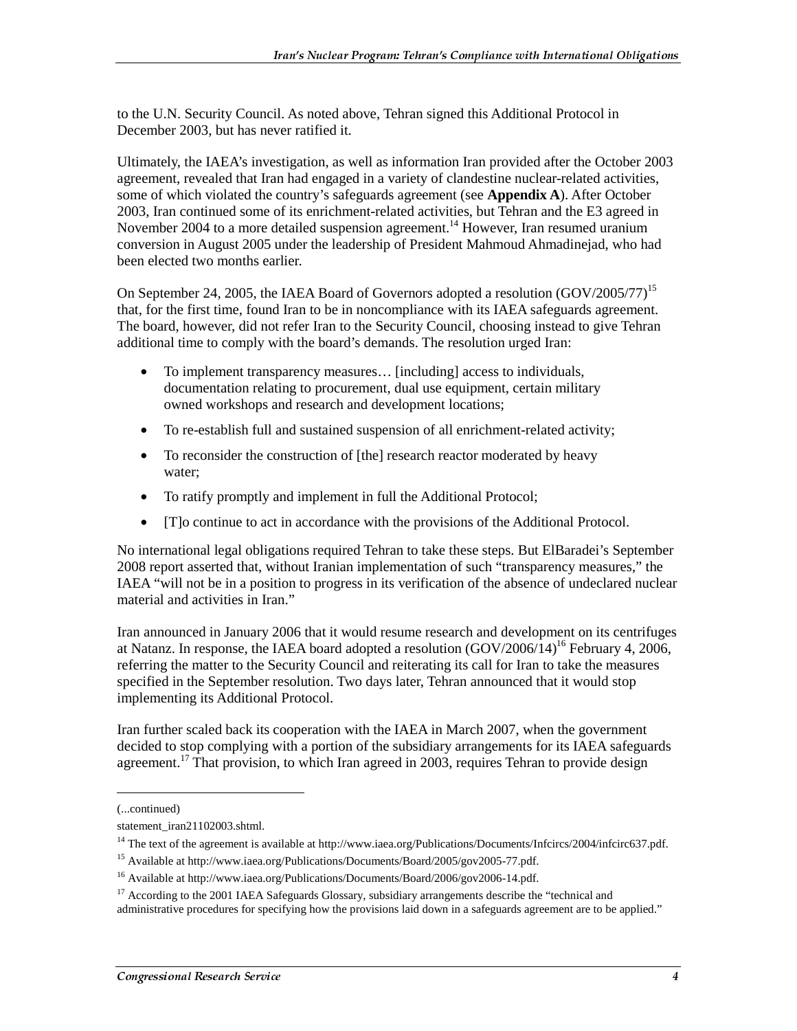to the U.N. Security Council. As noted above, Tehran signed this Additional Protocol in December 2003, but has never ratified it.

Ultimately, the IAEA's investigation, as well as information Iran provided after the October 2003 agreement, revealed that Iran had engaged in a variety of clandestine nuclear-related activities, some of which violated the country's safeguards agreement (see **Appendix A**). After October 2003, Iran continued some of its enrichment-related activities, but Tehran and the E3 agreed in November 2004 to a more detailed suspension agreement.[14] However, Iran resumed uranium conversion in August 2005 under the leadership of President Mahmoud Ahmadinejad, who had been elected two months earlier.

On September 24, 2005, the IAEA Board of Governors adopted a resolution (GOV/2005/77)[15] that, for the first time, found Iran to be in noncompliance with its IAEA safeguards agreement. The board, however, did not refer Iran to the Security Council, choosing instead to give Tehran additional time to comply with the board's demands. The resolution urged Iran:

- To implement transparency measures… [including] access to individuals, documentation relating to procurement, dual use equipment, certain military owned workshops and research and development locations;
- To re-establish full and sustained suspension of all enrichment-related activity;
- To reconsider the construction of [the] research reactor moderated by heavy water;
- To ratify promptly and implement in full the Additional Protocol;
- [T]o continue to act in accordance with the provisions of the Additional Protocol.

No international legal obligations required Tehran to take these steps. But ElBaradei's September 2008 report asserted that, without Iranian implementation of such "transparency measures," the IAEA "will not be in a position to progress in its verification of the absence of undeclared nuclear material and activities in Iran."

Iran announced in January 2006 that it would resume research and development on its centrifuges at Natanz. In response, the IAEA board adopted a resolution (GOV/2006/14)[16] February 4, 2006, referring the matter to the Security Council and reiterating its call for Iran to take the measures specified in the September resolution. Two days later, Tehran announced that it would stop implementing its Additional Protocol.

Iran further scaled back its cooperation with the IAEA in March 2007, when the government decided to stop complying with a portion of the subsidiary arrangements for its IAEA safeguards agreement.[17] That provision, to which Iran agreed in 2003, requires Tehran to provide design

---

(...continued)

statement_iran21102003.shtml.

[14] The text of the agreement is available at http://www.iaea.org/Publications/Documents/Infcircs/2004/infcirc637.pdf.

[15] Available at http://www.iaea.org/Publications/Documents/Board/2005/gov2005-77.pdf.

[16] Available at http://www.iaea.org/Publications/Documents/Board/2006/gov2006-14.pdf.

[17] According to the 2001 IAEA Safeguards Glossary, subsidiary arrangements describe the "technical and administrative procedures for specifying how the provisions laid down in a safeguards agreement are to be applied."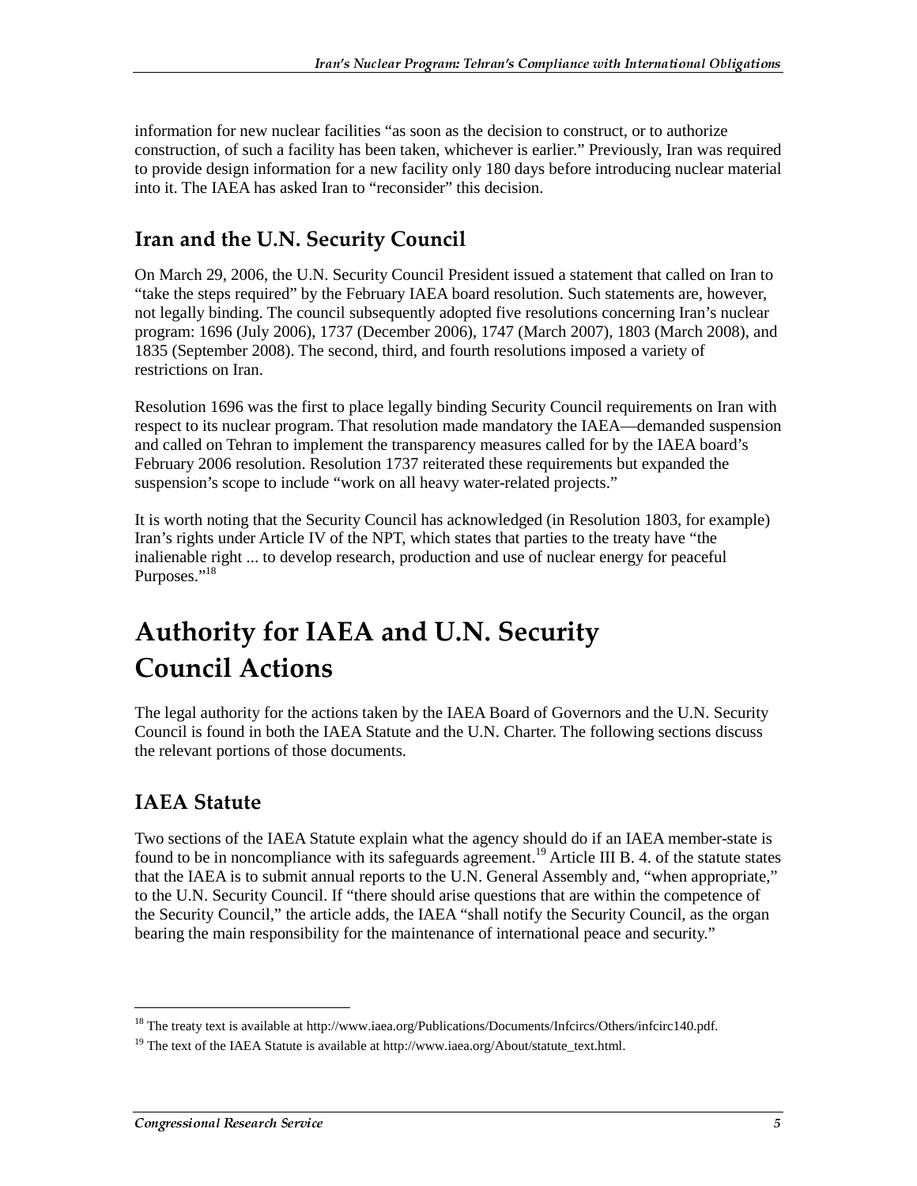information for new nuclear facilities "as soon as the decision to construct, or to authorize construction, of such a facility has been taken, whichever is earlier." Previously, Iran was required to provide design information for a new facility only 180 days before introducing nuclear material into it. The IAEA has asked Iran to "reconsider" this decision.

## Iran and the U.N. Security Council

On March 29, 2006, the U.N. Security Council President issued a statement that called on Iran to "take the steps required" by the February IAEA board resolution. Such statements are, however, not legally binding. The council subsequently adopted five resolutions concerning Iran's nuclear program: 1696 (July 2006), 1737 (December 2006), 1747 (March 2007), 1803 (March 2008), and 1835 (September 2008). The second, third, and fourth resolutions imposed a variety of restrictions on Iran.

Resolution 1696 was the first to place legally binding Security Council requirements on Iran with respect to its nuclear program. That resolution made mandatory the IAEA—demanded suspension and called on Tehran to implement the transparency measures called for by the IAEA board's February 2006 resolution. Resolution 1737 reiterated these requirements but expanded the suspension's scope to include "work on all heavy water-related projects."

It is worth noting that the Security Council has acknowledged (in Resolution 1803, for example) Iran's rights under Article IV of the NPT, which states that parties to the treaty have "the inalienable right ... to develop research, production and use of nuclear energy for peaceful Purposes."[18]

# Authority for IAEA and U.N. Security Council Actions

The legal authority for the actions taken by the IAEA Board of Governors and the U.N. Security Council is found in both the IAEA Statute and the U.N. Charter. The following sections discuss the relevant portions of those documents.

## IAEA Statute

Two sections of the IAEA Statute explain what the agency should do if an IAEA member-state is found to be in noncompliance with its safeguards agreement.[19] Article III B. 4. of the statute states that the IAEA is to submit annual reports to the U.N. General Assembly and, "when appropriate," to the U.N. Security Council. If "there should arise questions that are within the competence of the Security Council," the article adds, the IAEA "shall notify the Security Council, as the organ bearing the main responsibility for the maintenance of international peace and security."

---

[18] The treaty text is available at http://www.iaea.org/Publications/Documents/Infcircs/Others/infcirc140.pdf.

[19] The text of the IAEA Statute is available at http://www.iaea.org/About/statute_text.html.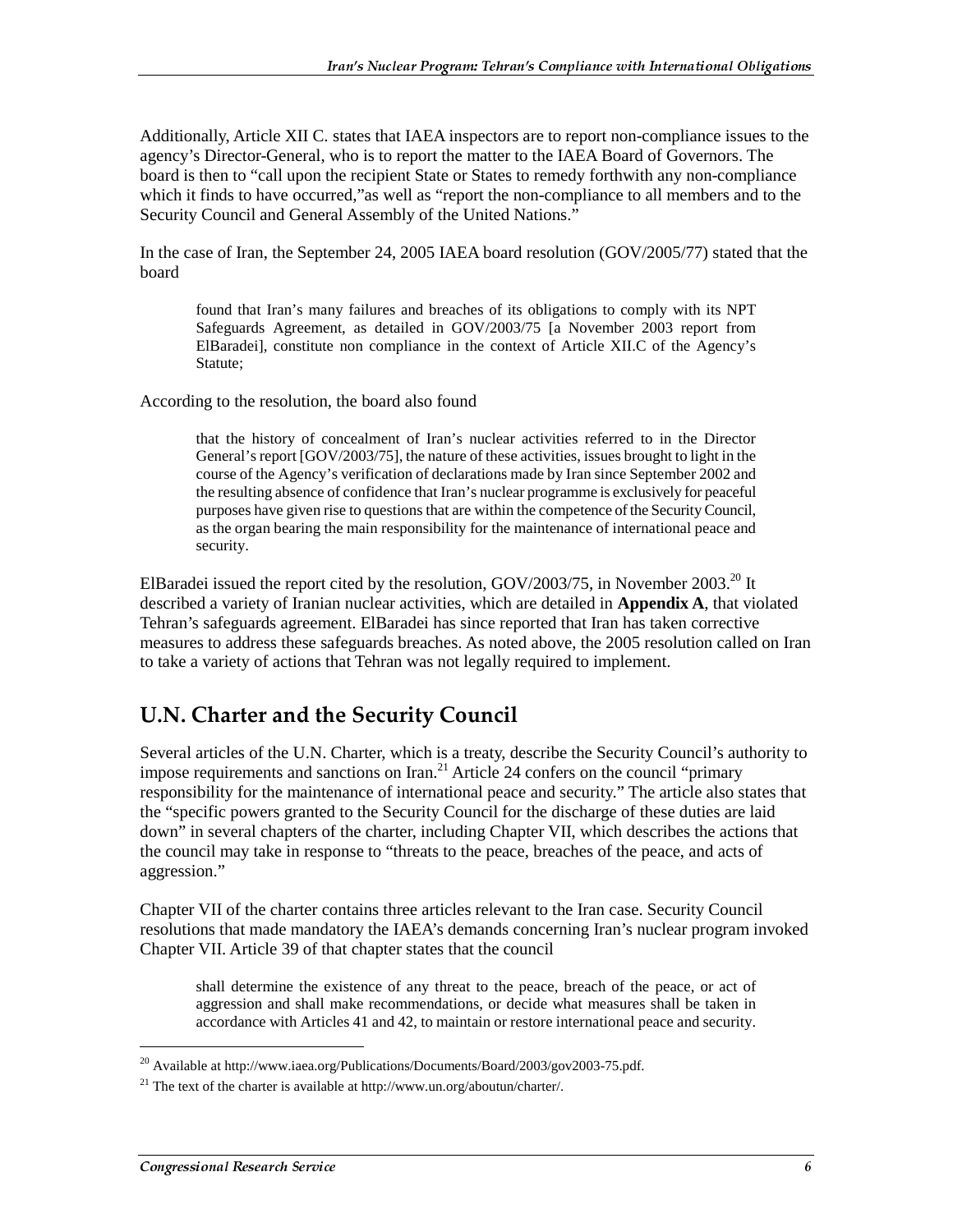Additionally, Article XII C. states that IAEA inspectors are to report non-compliance issues to the agency's Director-General, who is to report the matter to the IAEA Board of Governors. The board is then to "call upon the recipient State or States to remedy forthwith any non-compliance which it finds to have occurred,"as well as "report the non-compliance to all members and to the Security Council and General Assembly of the United Nations."

In the case of Iran, the September 24, 2005 IAEA board resolution (GOV/2005/77) stated that the board

> found that Iran's many failures and breaches of its obligations to comply with its NPT Safeguards Agreement, as detailed in GOV/2003/75 [a November 2003 report from ElBaradei], constitute non compliance in the context of Article XII.C of the Agency's Statute;

According to the resolution, the board also found

> that the history of concealment of Iran's nuclear activities referred to in the Director General's report [GOV/2003/75], the nature of these activities, issues brought to light in the course of the Agency's verification of declarations made by Iran since September 2002 and the resulting absence of confidence that Iran's nuclear programme is exclusively for peaceful purposes have given rise to questions that are within the competence of the Security Council, as the organ bearing the main responsibility for the maintenance of international peace and security.

ElBaradei issued the report cited by the resolution, GOV/2003/75, in November 2003.[20] It described a variety of Iranian nuclear activities, which are detailed in **Appendix A**, that violated Tehran's safeguards agreement. ElBaradei has since reported that Iran has taken corrective measures to address these safeguards breaches. As noted above, the 2005 resolution called on Iran to take a variety of actions that Tehran was not legally required to implement.

## U.N. Charter and the Security Council

Several articles of the U.N. Charter, which is a treaty, describe the Security Council's authority to impose requirements and sanctions on Iran.[21] Article 24 confers on the council "primary responsibility for the maintenance of international peace and security." The article also states that the "specific powers granted to the Security Council for the discharge of these duties are laid down" in several chapters of the charter, including Chapter VII, which describes the actions that the council may take in response to "threats to the peace, breaches of the peace, and acts of aggression."

Chapter VII of the charter contains three articles relevant to the Iran case. Security Council resolutions that made mandatory the IAEA's demands concerning Iran's nuclear program invoked Chapter VII. Article 39 of that chapter states that the council

> shall determine the existence of any threat to the peace, breach of the peace, or act of aggression and shall make recommendations, or decide what measures shall be taken in accordance with Articles 41 and 42, to maintain or restore international peace and security.

---

[20] Available at http://www.iaea.org/Publications/Documents/Board/2003/gov2003-75.pdf.

[21] The text of the charter is available at http://www.un.org/aboutun/charter/.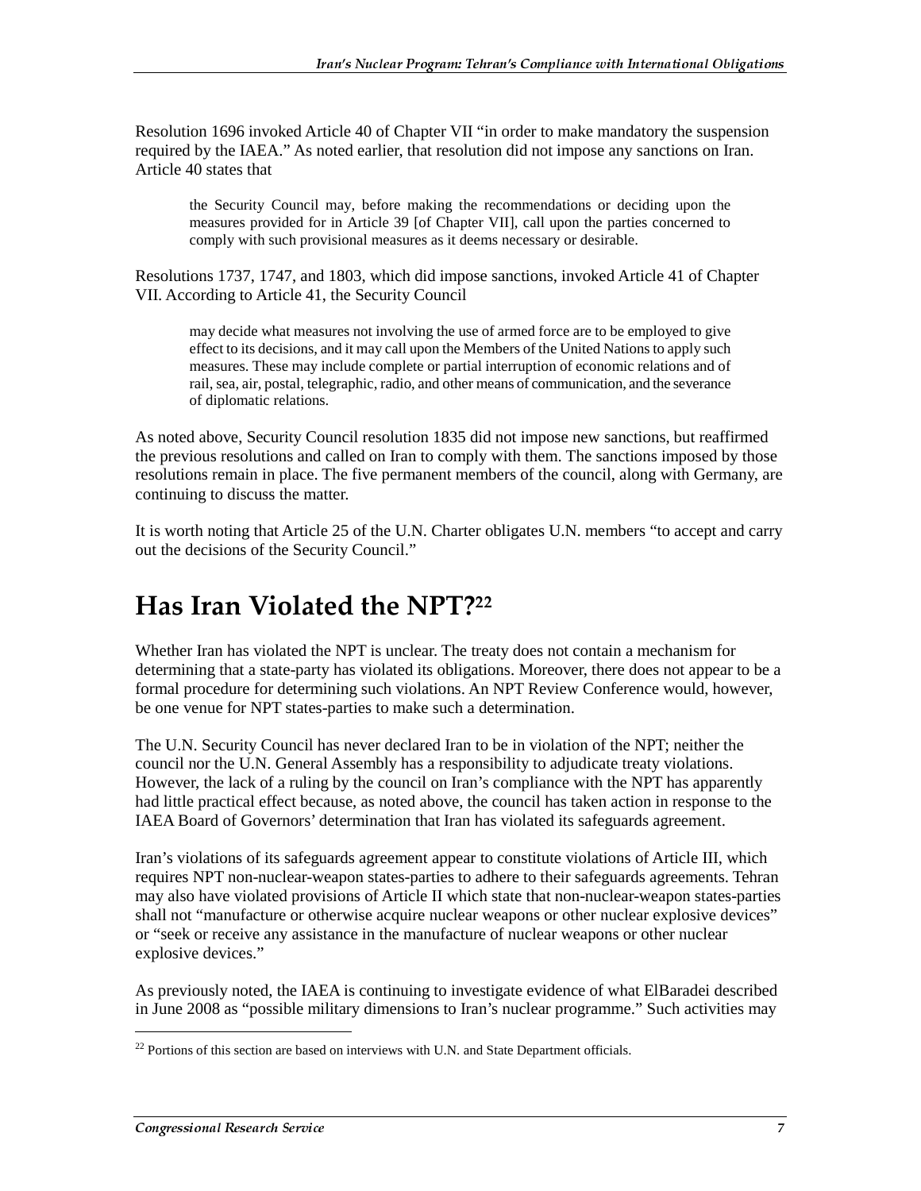Resolution 1696 invoked Article 40 of Chapter VII "in order to make mandatory the suspension required by the IAEA." As noted earlier, that resolution did not impose any sanctions on Iran. Article 40 states that

> the Security Council may, before making the recommendations or deciding upon the measures provided for in Article 39 [of Chapter VII], call upon the parties concerned to comply with such provisional measures as it deems necessary or desirable.

Resolutions 1737, 1747, and 1803, which did impose sanctions, invoked Article 41 of Chapter VII. According to Article 41, the Security Council

> may decide what measures not involving the use of armed force are to be employed to give effect to its decisions, and it may call upon the Members of the United Nations to apply such measures. These may include complete or partial interruption of economic relations and of rail, sea, air, postal, telegraphic, radio, and other means of communication, and the severance of diplomatic relations.

As noted above, Security Council resolution 1835 did not impose new sanctions, but reaffirmed the previous resolutions and called on Iran to comply with them. The sanctions imposed by those resolutions remain in place. The five permanent members of the council, along with Germany, are continuing to discuss the matter.

It is worth noting that Article 25 of the U.N. Charter obligates U.N. members "to accept and carry out the decisions of the Security Council."

# Has Iran Violated the NPT?[22]

Whether Iran has violated the NPT is unclear. The treaty does not contain a mechanism for determining that a state-party has violated its obligations. Moreover, there does not appear to be a formal procedure for determining such violations. An NPT Review Conference would, however, be one venue for NPT states-parties to make such a determination.

The U.N. Security Council has never declared Iran to be in violation of the NPT; neither the council nor the U.N. General Assembly has a responsibility to adjudicate treaty violations. However, the lack of a ruling by the council on Iran's compliance with the NPT has apparently had little practical effect because, as noted above, the council has taken action in response to the IAEA Board of Governors' determination that Iran has violated its safeguards agreement.

Iran's violations of its safeguards agreement appear to constitute violations of Article III, which requires NPT non-nuclear-weapon states-parties to adhere to their safeguards agreements. Tehran may also have violated provisions of Article II which state that non-nuclear-weapon states-parties shall not "manufacture or otherwise acquire nuclear weapons or other nuclear explosive devices" or "seek or receive any assistance in the manufacture of nuclear weapons or other nuclear explosive devices."

As previously noted, the IAEA is continuing to investigate evidence of what ElBaradei described in June 2008 as "possible military dimensions to Iran's nuclear programme." Such activities may

[22] Portions of this section are based on interviews with U.N. and State Department officials.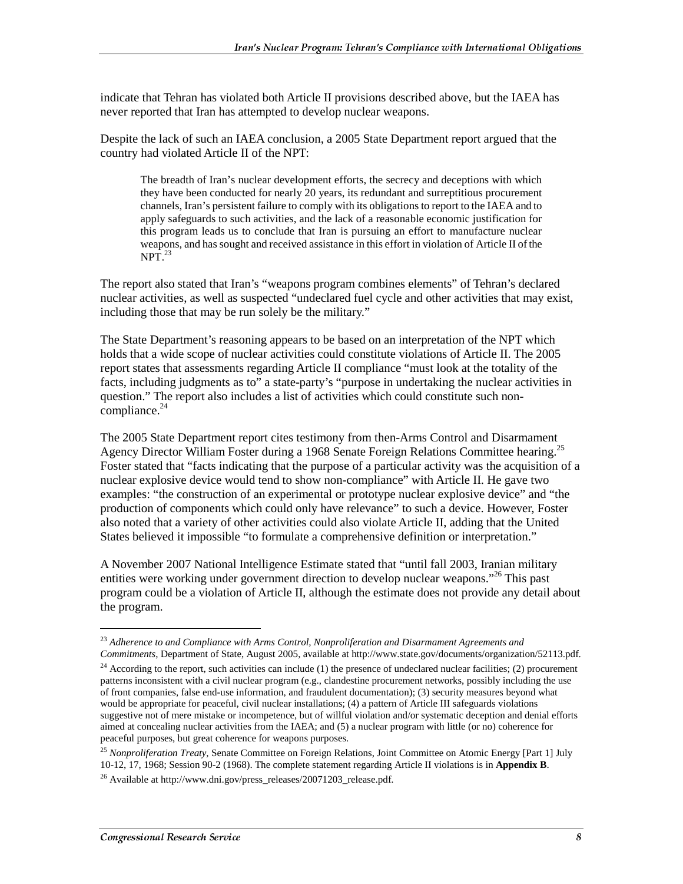indicate that Tehran has violated both Article II provisions described above, but the IAEA has never reported that Iran has attempted to develop nuclear weapons.

Despite the lack of such an IAEA conclusion, a 2005 State Department report argued that the country had violated Article II of the NPT:

> The breadth of Iran's nuclear development efforts, the secrecy and deceptions with which they have been conducted for nearly 20 years, its redundant and surreptitious procurement channels, Iran's persistent failure to comply with its obligations to report to the IAEA and to apply safeguards to such activities, and the lack of a reasonable economic justification for this program leads us to conclude that Iran is pursuing an effort to manufacture nuclear weapons, and has sought and received assistance in this effort in violation of Article II of the NPT.[23]

The report also stated that Iran's "weapons program combines elements" of Tehran's declared nuclear activities, as well as suspected "undeclared fuel cycle and other activities that may exist, including those that may be run solely be the military."

The State Department's reasoning appears to be based on an interpretation of the NPT which holds that a wide scope of nuclear activities could constitute violations of Article II. The 2005 report states that assessments regarding Article II compliance "must look at the totality of the facts, including judgments as to" a state-party's "purpose in undertaking the nuclear activities in question." The report also includes a list of activities which could constitute such non-compliance.[24]

The 2005 State Department report cites testimony from then-Arms Control and Disarmament Agency Director William Foster during a 1968 Senate Foreign Relations Committee hearing.[25] Foster stated that "facts indicating that the purpose of a particular activity was the acquisition of a nuclear explosive device would tend to show non-compliance" with Article II. He gave two examples: "the construction of an experimental or prototype nuclear explosive device" and "the production of components which could only have relevance" to such a device. However, Foster also noted that a variety of other activities could also violate Article II, adding that the United States believed it impossible "to formulate a comprehensive definition or interpretation."

A November 2007 National Intelligence Estimate stated that "until fall 2003, Iranian military entities were working under government direction to develop nuclear weapons."[26] This past program could be a violation of Article II, although the estimate does not provide any detail about the program.

---

[23] *Adherence to and Compliance with Arms Control, Nonproliferation and Disarmament Agreements and Commitments*, Department of State, August 2005, available at http://www.state.gov/documents/organization/52113.pdf.

[24] According to the report, such activities can include (1) the presence of undeclared nuclear facilities; (2) procurement patterns inconsistent with a civil nuclear program (e.g., clandestine procurement networks, possibly including the use of front companies, false end-use information, and fraudulent documentation); (3) security measures beyond what would be appropriate for peaceful, civil nuclear installations; (4) a pattern of Article III safeguards violations suggestive not of mere mistake or incompetence, but of willful violation and/or systematic deception and denial efforts aimed at concealing nuclear activities from the IAEA; and (5) a nuclear program with little (or no) coherence for peaceful purposes, but great coherence for weapons purposes.

[25] *Nonproliferation Treaty*, Senate Committee on Foreign Relations, Joint Committee on Atomic Energy [Part 1] July 10-12, 17, 1968; Session 90-2 (1968). The complete statement regarding Article II violations is in **Appendix B**.

[26] Available at http://www.dni.gov/press_releases/20071203_release.pdf.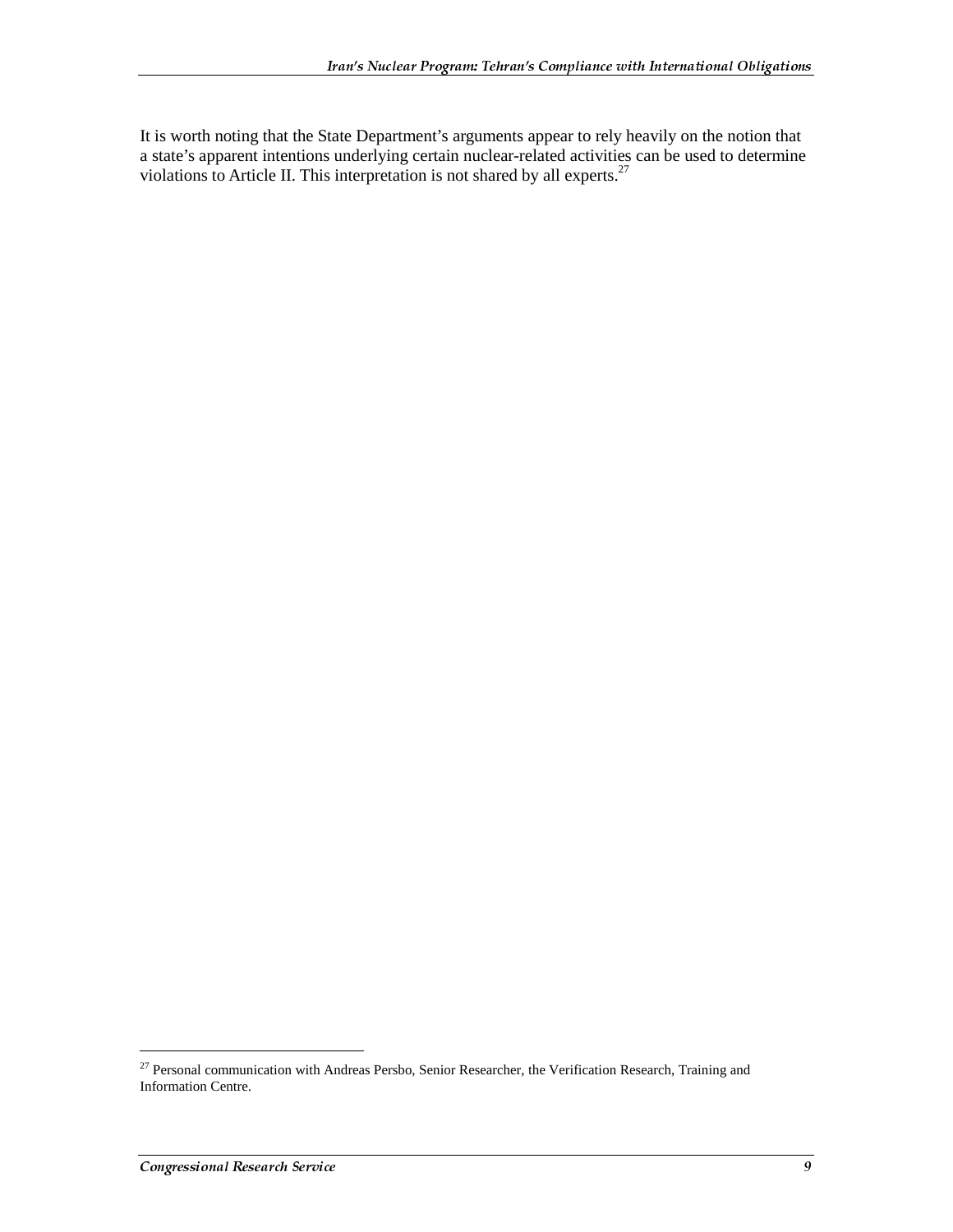It is worth noting that the State Department's arguments appear to rely heavily on the notion that a state's apparent intentions underlying certain nuclear-related activities can be used to determine violations to Article II. This interpretation is not shared by all experts.[27]

[27] Personal communication with Andreas Persbo, Senior Researcher, the Verification Research, Training and Information Centre.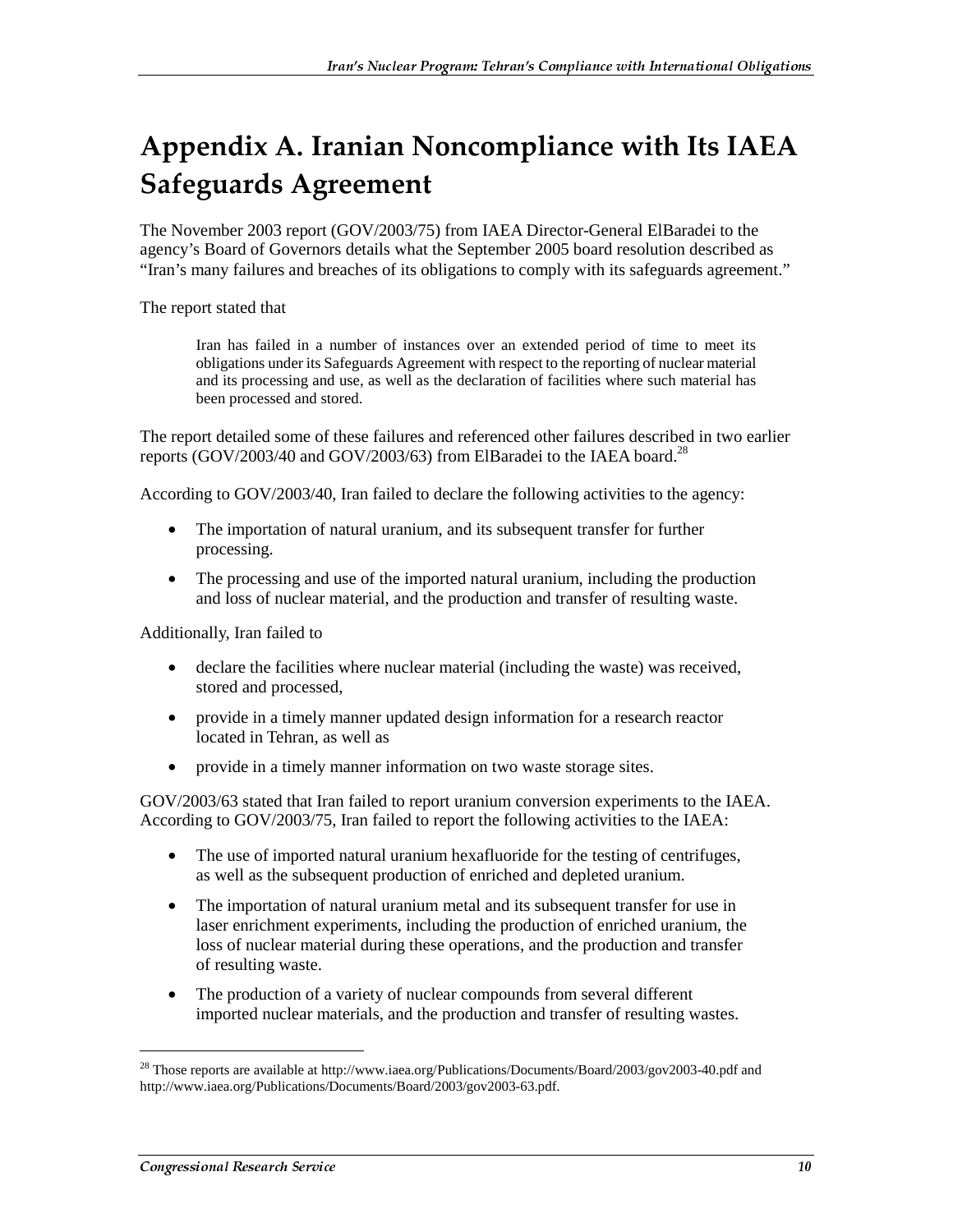# Appendix A. Iranian Noncompliance with Its IAEA Safeguards Agreement

The November 2003 report (GOV/2003/75) from IAEA Director-General ElBaradei to the agency's Board of Governors details what the September 2005 board resolution described as "Iran's many failures and breaches of its obligations to comply with its safeguards agreement."

The report stated that

> Iran has failed in a number of instances over an extended period of time to meet its obligations under its Safeguards Agreement with respect to the reporting of nuclear material and its processing and use, as well as the declaration of facilities where such material has been processed and stored.

The report detailed some of these failures and referenced other failures described in two earlier reports (GOV/2003/40 and GOV/2003/63) from ElBaradei to the IAEA board.[28]

According to GOV/2003/40, Iran failed to declare the following activities to the agency:

- The importation of natural uranium, and its subsequent transfer for further processing.
- The processing and use of the imported natural uranium, including the production and loss of nuclear material, and the production and transfer of resulting waste.

Additionally, Iran failed to

- declare the facilities where nuclear material (including the waste) was received, stored and processed,
- provide in a timely manner updated design information for a research reactor located in Tehran, as well as
- provide in a timely manner information on two waste storage sites.

GOV/2003/63 stated that Iran failed to report uranium conversion experiments to the IAEA. According to GOV/2003/75, Iran failed to report the following activities to the IAEA:

- The use of imported natural uranium hexafluoride for the testing of centrifuges, as well as the subsequent production of enriched and depleted uranium.
- The importation of natural uranium metal and its subsequent transfer for use in laser enrichment experiments, including the production of enriched uranium, the loss of nuclear material during these operations, and the production and transfer of resulting waste.
- The production of a variety of nuclear compounds from several different imported nuclear materials, and the production and transfer of resulting wastes.

---

[28] Those reports are available at http://www.iaea.org/Publications/Documents/Board/2003/gov2003-40.pdf and http://www.iaea.org/Publications/Documents/Board/2003/gov2003-63.pdf.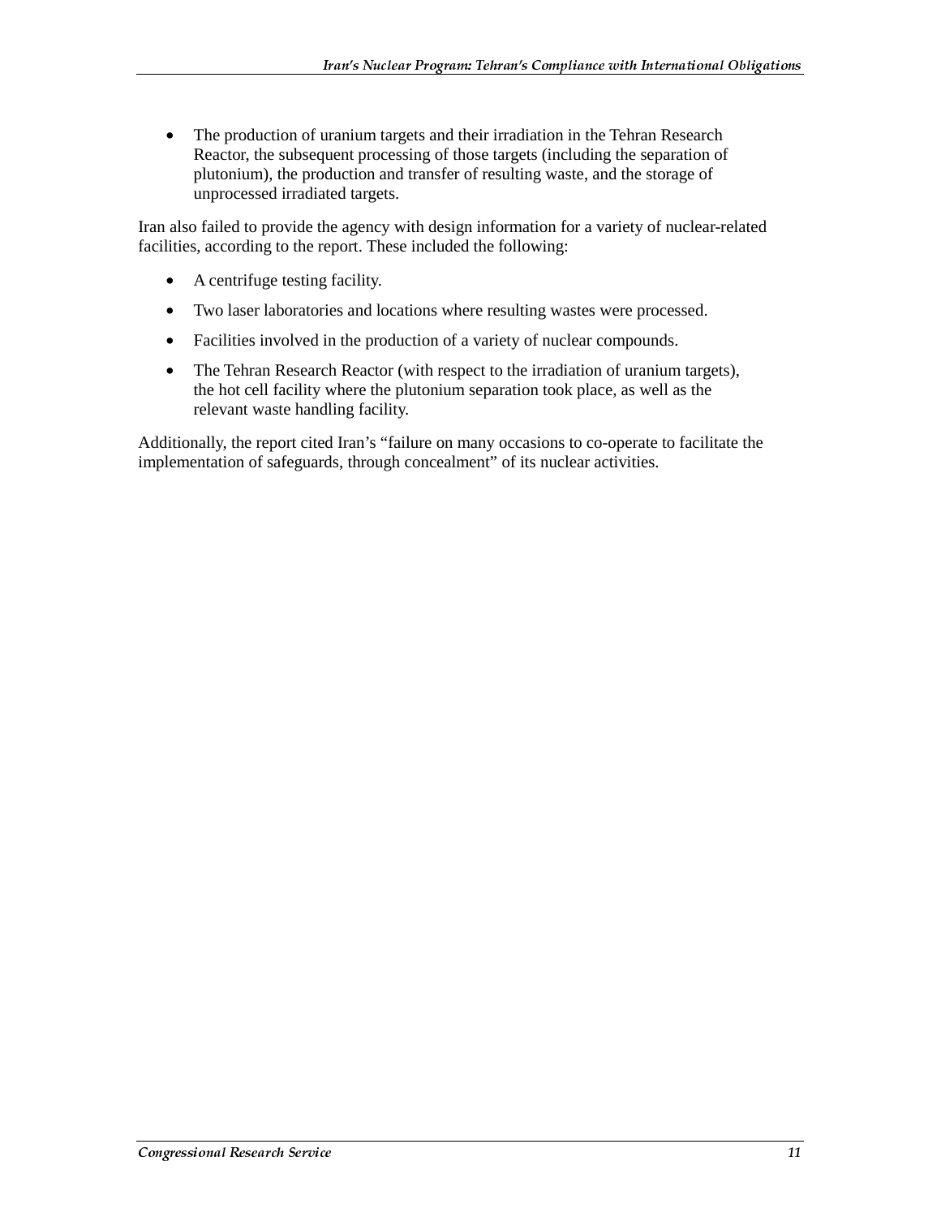- The production of uranium targets and their irradiation in the Tehran Research Reactor, the subsequent processing of those targets (including the separation of plutonium), the production and transfer of resulting waste, and the storage of unprocessed irradiated targets.

Iran also failed to provide the agency with design information for a variety of nuclear-related facilities, according to the report. These included the following:

- A centrifuge testing facility.
- Two laser laboratories and locations where resulting wastes were processed.
- Facilities involved in the production of a variety of nuclear compounds.
- The Tehran Research Reactor (with respect to the irradiation of uranium targets), the hot cell facility where the plutonium separation took place, as well as the relevant waste handling facility.

Additionally, the report cited Iran's "failure on many occasions to co-operate to facilitate the implementation of safeguards, through concealment" of its nuclear activities.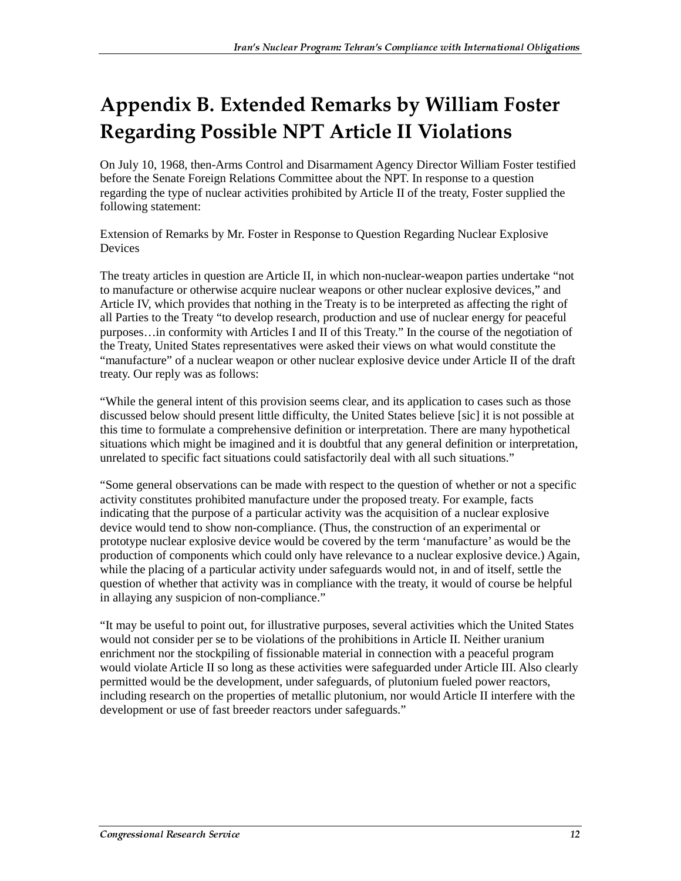# Appendix B. Extended Remarks by William Foster Regarding Possible NPT Article II Violations

On July 10, 1968, then-Arms Control and Disarmament Agency Director William Foster testified before the Senate Foreign Relations Committee about the NPT. In response to a question regarding the type of nuclear activities prohibited by Article II of the treaty, Foster supplied the following statement:

Extension of Remarks by Mr. Foster in Response to Question Regarding Nuclear Explosive Devices

The treaty articles in question are Article II, in which non-nuclear-weapon parties undertake "not to manufacture or otherwise acquire nuclear weapons or other nuclear explosive devices," and Article IV, which provides that nothing in the Treaty is to be interpreted as affecting the right of all Parties to the Treaty "to develop research, production and use of nuclear energy for peaceful purposes…in conformity with Articles I and II of this Treaty." In the course of the negotiation of the Treaty, United States representatives were asked their views on what would constitute the "manufacture" of a nuclear weapon or other nuclear explosive device under Article II of the draft treaty. Our reply was as follows:

"While the general intent of this provision seems clear, and its application to cases such as those discussed below should present little difficulty, the United States believe [sic] it is not possible at this time to formulate a comprehensive definition or interpretation. There are many hypothetical situations which might be imagined and it is doubtful that any general definition or interpretation, unrelated to specific fact situations could satisfactorily deal with all such situations."

"Some general observations can be made with respect to the question of whether or not a specific activity constitutes prohibited manufacture under the proposed treaty. For example, facts indicating that the purpose of a particular activity was the acquisition of a nuclear explosive device would tend to show non-compliance. (Thus, the construction of an experimental or prototype nuclear explosive device would be covered by the term 'manufacture' as would be the production of components which could only have relevance to a nuclear explosive device.) Again, while the placing of a particular activity under safeguards would not, in and of itself, settle the question of whether that activity was in compliance with the treaty, it would of course be helpful in allaying any suspicion of non-compliance."

"It may be useful to point out, for illustrative purposes, several activities which the United States would not consider per se to be violations of the prohibitions in Article II. Neither uranium enrichment nor the stockpiling of fissionable material in connection with a peaceful program would violate Article II so long as these activities were safeguarded under Article III. Also clearly permitted would be the development, under safeguards, of plutonium fueled power reactors, including research on the properties of metallic plutonium, nor would Article II interfere with the development or use of fast breeder reactors under safeguards."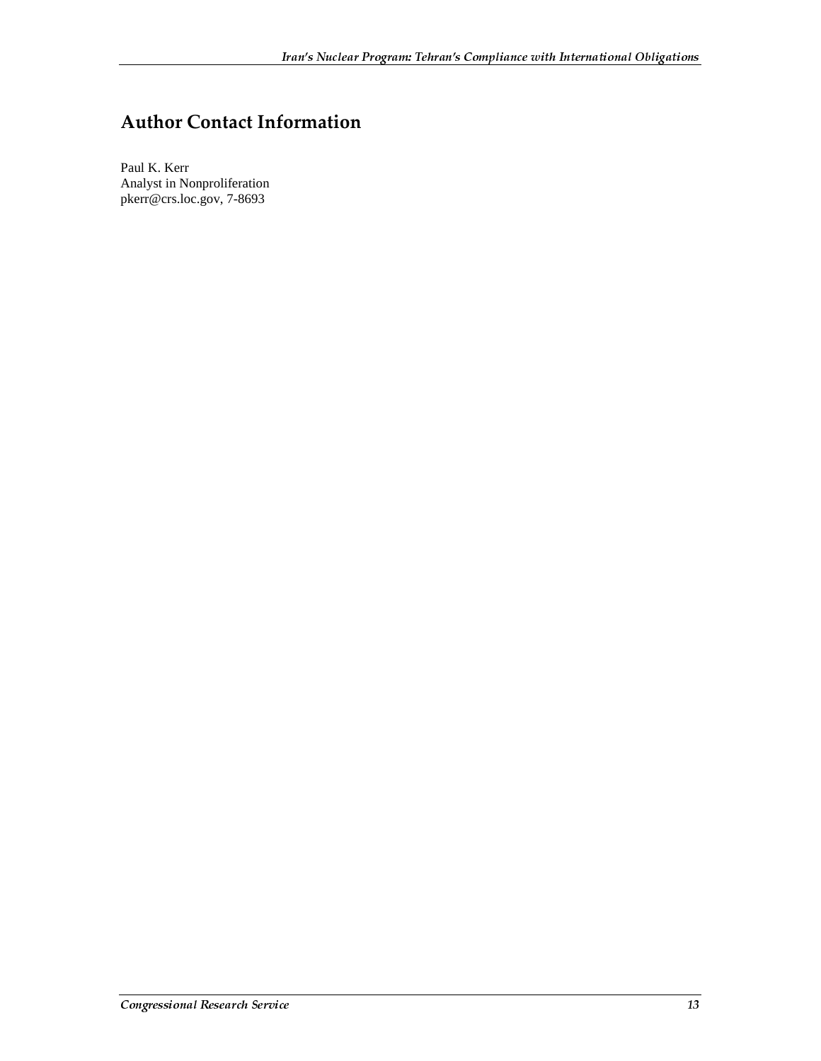## Author Contact Information

Paul K. Kerr
Analyst in Nonproliferation
pkerr@crs.loc.gov, 7-8693